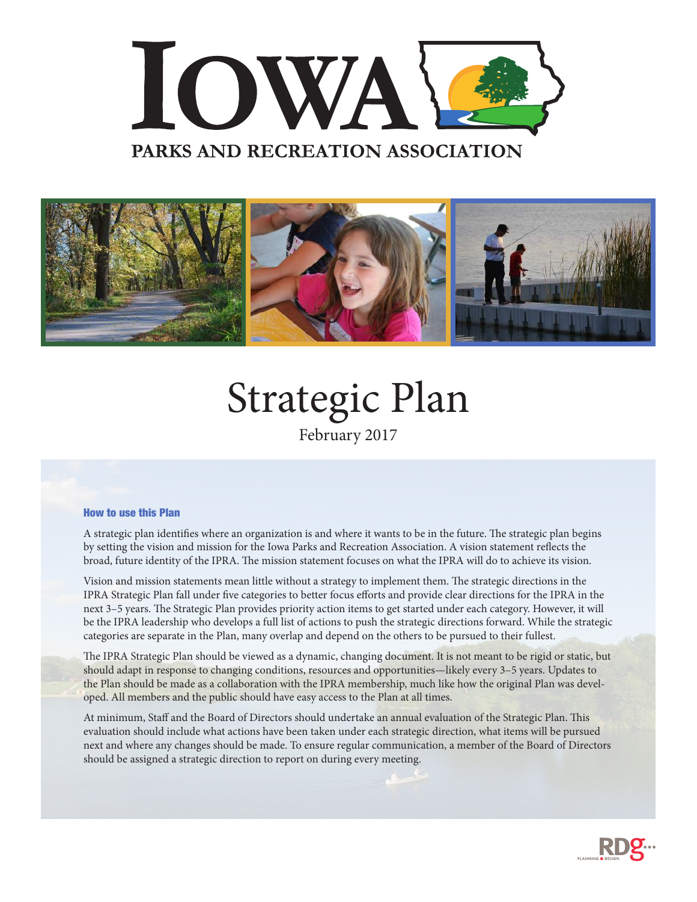# Iowa Parks and Recreation Association

# Strategic Plan

February 2017

### How to use this Plan

A strategic plan identifies where an organization is and where it wants to be in the future. The strategic plan begins by setting the vision and mission for the Iowa Parks and Recreation Association. A vision statement reflects the broad, future identity of the IPRA. The mission statement focuses on what the IPRA will do to achieve its vision.

Vision and mission statements mean little without a strategy to implement them. The strategic directions in the IPRA Strategic Plan fall under five categories to better focus efforts and provide clear directions for the IPRA in the next 3–5 years. The Strategic Plan provides priority action items to get started under each category. However, it will be the IPRA leadership who develops a full list of actions to push the strategic directions forward. While the strategic categories are separate in the Plan, many overlap and depend on the others to be pursued to their fullest.

The IPRA Strategic Plan should be viewed as a dynamic, changing document. It is not meant to be rigid or static, but should adapt in response to changing conditions, resources and opportunities—likely every 3–5 years. Updates to the Plan should be made as a collaboration with the IPRA membership, much like how the original Plan was developed. All members and the public should have easy access to the Plan at all times.

At minimum, Staff and the Board of Directors should undertake an annual evaluation of the Strategic Plan. This evaluation should include what actions have been taken under each strategic direction, what items will be pursued next and where any changes should be made. To ensure regular communication, a member of the Board of Directors should be assigned a strategic direction to report on during every meeting.

RDG Planning • Design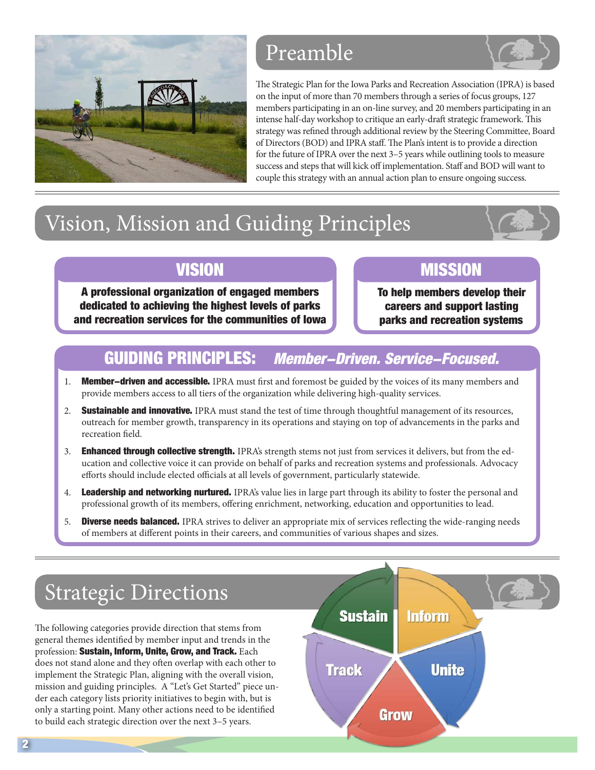## Preamble

The Strategic Plan for the Iowa Parks and Recreation Association (IPRA) is based on the input of more than 70 members through a series of focus groups, 127 members participating in an on-line survey, and 20 members participating in an intense half-day workshop to critique an early-draft strategic framework. This strategy was refined through additional review by the Steering Committee, Board of Directors (BOD) and IPRA staff. The Plan's intent is to provide a direction for the future of IPRA over the next 3–5 years while outlining tools to measure success and steps that will kick off implementation. Staff and BOD will want to couple this strategy with an annual action plan to ensure ongoing success.

## Vision, Mission and Guiding Principles

### VISION

**A professional organization of engaged members dedicated to achieving the highest levels of parks and recreation services for the communities of Iowa**

### MISSION

**To help members develop their careers and support lasting parks and recreation systems**

### GUIDING PRINCIPLES: *Member–Driven. Service–Focused.*

1. **Member–driven and accessible.** IPRA must first and foremost be guided by the voices of its many members and provide members access to all tiers of the organization while delivering high-quality services.
2. **Sustainable and innovative.** IPRA must stand the test of time through thoughtful management of its resources, outreach for member growth, transparency in its operations and staying on top of advancements in the parks and recreation field.
3. **Enhanced through collective strength.** IPRA's strength stems not just from services it delivers, but from the education and collective voice it can provide on behalf of parks and recreation systems and professionals. Advocacy efforts should include elected officials at all levels of government, particularly statewide.
4. **Leadership and networking nurtured.** IPRA's value lies in large part through its ability to foster the personal and professional growth of its members, offering enrichment, networking, education and opportunities to lead.
5. **Diverse needs balanced.** IPRA strives to deliver an appropriate mix of services reflecting the wide-ranging needs of members at different points in their careers, and communities of various shapes and sizes.

## Strategic Directions

The following categories provide direction that stems from general themes identified by member input and trends in the profession: **Sustain, Inform, Unite, Grow, and Track.** Each does not stand alone and they often overlap with each other to implement the Strategic Plan, aligning with the overall vision, mission and guiding principles. A "Let's Get Started" piece under each category lists priority initiatives to begin with, but is only a starting point. Many other actions need to be identified to build each strategic direction over the next 3–5 years.

Sustain — Inform — Unite — Grow — Track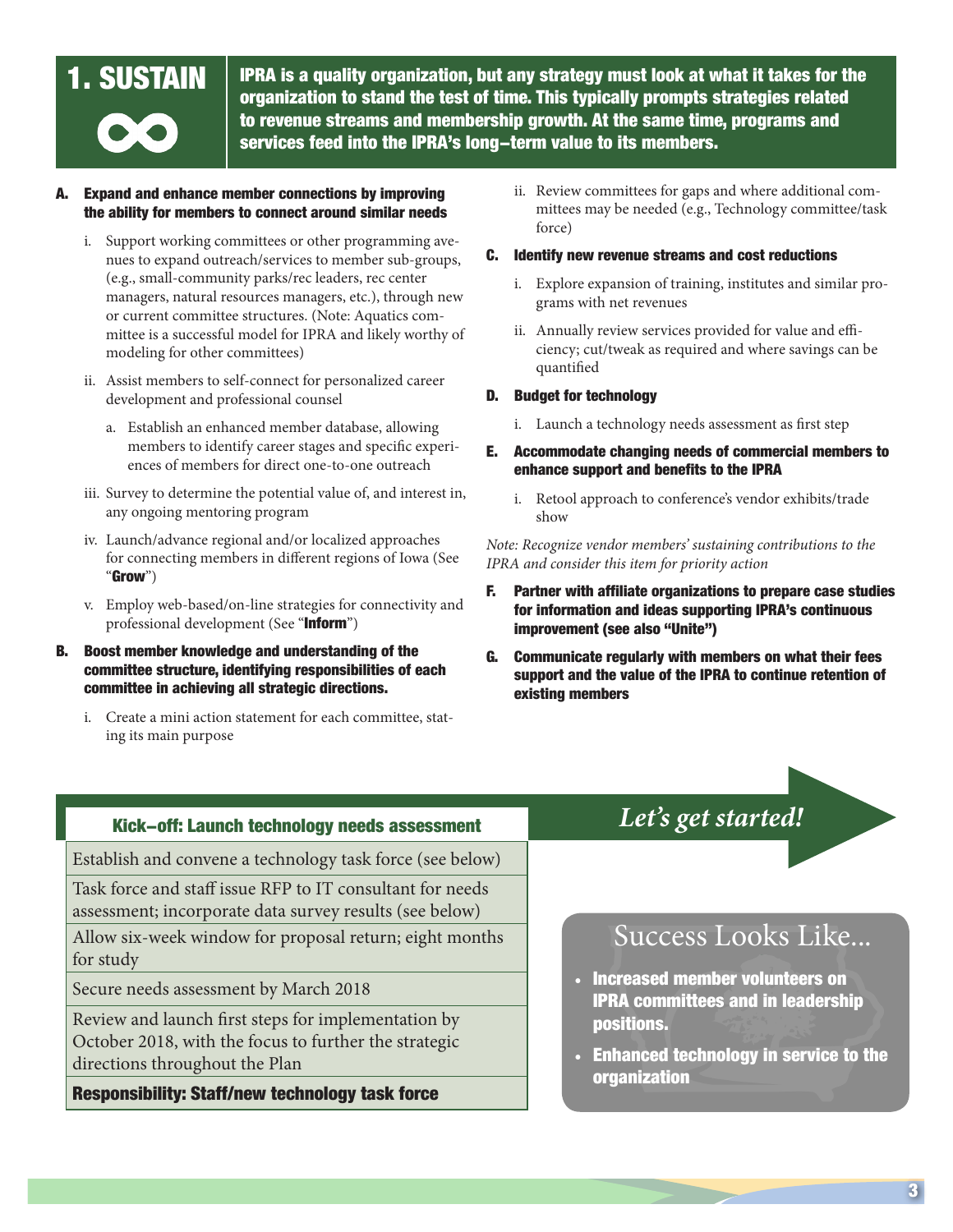# 1. SUSTAIN

**IPRA is a quality organization, but any strategy must look at what it takes for the organization to stand the test of time. This typically prompts strategies related to revenue streams and membership growth. At the same time, programs and services feed into the IPRA's long–term value to its members.**

**A. Expand and enhance member connections by improving the ability for members to connect around similar needs**

i. Support working committees or other programming avenues to expand outreach/services to member sub-groups, (e.g., small-community parks/rec leaders, rec center managers, natural resources managers, etc.), through new or current committee structures. (Note: Aquatics committee is a successful model for IPRA and likely worthy of modeling for other committees)

ii. Assist members to self-connect for personalized career development and professional counsel

a. Establish an enhanced member database, allowing members to identify career stages and specific experiences of members for direct one-to-one outreach

iii. Survey to determine the potential value of, and interest in, any ongoing mentoring program

iv. Launch/advance regional and/or localized approaches for connecting members in different regions of Iowa (See "**Grow**")

v. Employ web-based/on-line strategies for connectivity and professional development (See "**Inform**")

**B. Boost member knowledge and understanding of the committee structure, identifying responsibilities of each committee in achieving all strategic directions.**

i. Create a mini action statement for each committee, stating its main purpose

ii. Review committees for gaps and where additional committees may be needed (e.g., Technology committee/task force)

**C. Identify new revenue streams and cost reductions**

i. Explore expansion of training, institutes and similar programs with net revenues

ii. Annually review services provided for value and efficiency; cut/tweak as required and where savings can be quantified

**D. Budget for technology**

i. Launch a technology needs assessment as first step

**E. Accommodate changing needs of commercial members to enhance support and benefits to the IPRA**

i. Retool approach to conference's vendor exhibits/trade show

*Note: Recognize vendor members' sustaining contributions to the IPRA and consider this item for priority action*

**F. Partner with affiliate organizations to prepare case studies for information and ideas supporting IPRA's continuous improvement (see also "Unite")**

**G. Communicate regularly with members on what their fees support and the value of the IPRA to continue retention of existing members**

| **Kick–off: Launch technology needs assessment** |
|---|
| Establish and convene a technology task force (see below) |
| Task force and staff issue RFP to IT consultant for needs assessment; incorporate data survey results (see below) |
| Allow six-week window for proposal return; eight months for study |
| Secure needs assessment by March 2018 |
| Review and launch first steps for implementation by October 2018, with the focus to further the strategic directions throughout the Plan |
| **Responsibility: Staff/new technology task force** |

***Let's get started!***

## Success Looks Like...

- **Increased member volunteers on IPRA committees and in leadership positions.**
- **Enhanced technology in service to the organization**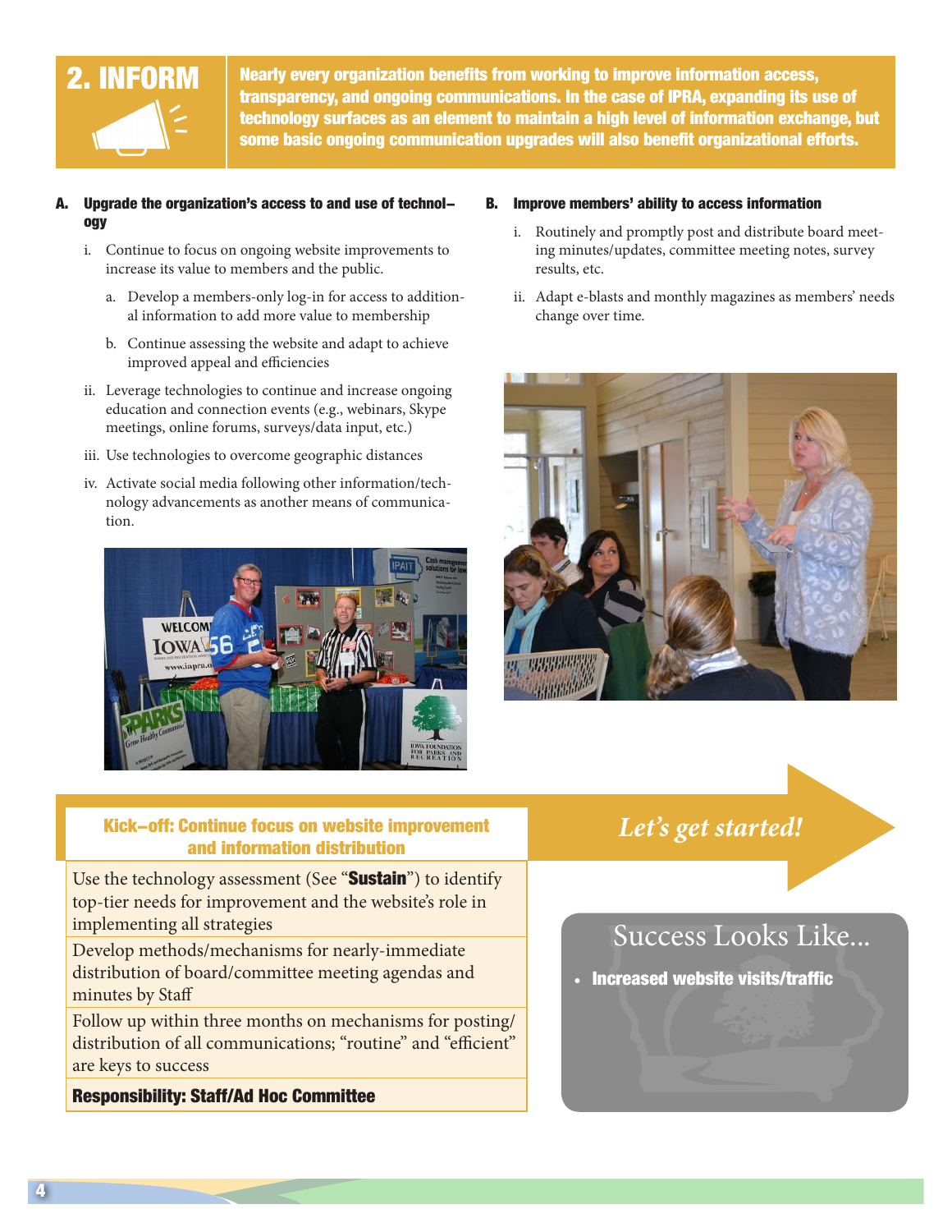# 2. INFORM

**Nearly every organization benefits from working to improve information access, transparency, and ongoing communications. In the case of IPRA, expanding its use of technology surfaces as an element to maintain a high level of information exchange, but some basic ongoing communication upgrades will also benefit organizational efforts.**

**A. Upgrade the organization's access to and use of technology**

i. Continue to focus on ongoing website improvements to increase its value to members and the public.

a. Develop a members-only log-in for access to additional information to add more value to membership

b. Continue assessing the website and adapt to achieve improved appeal and efficiencies

ii. Leverage technologies to continue and increase ongoing education and connection events (e.g., webinars, Skype meetings, online forums, surveys/data input, etc.)

iii. Use technologies to overcome geographic distances

iv. Activate social media following other information/technology advancements as another means of communication.

**B. Improve members' ability to access information**

i. Routinely and promptly post and distribute board meeting minutes/updates, committee meeting notes, survey results, etc.

ii. Adapt e-blasts and monthly magazines as members' needs change over time.

| Kick–off: Continue focus on website improvement and information distribution |
| --- |
| Use the technology assessment (See "**Sustain**") to identify top-tier needs for improvement and the website's role in implementing all strategies |
| Develop methods/mechanisms for nearly-immediate distribution of board/committee meeting agendas and minutes by Staff |
| Follow up within three months on mechanisms for posting/distribution of all communications; "routine" and "efficient" are keys to success |
| **Responsibility: Staff/Ad Hoc Committee** |

*Let's get started!*

## Success Looks Like...

- **Increased website visits/traffic**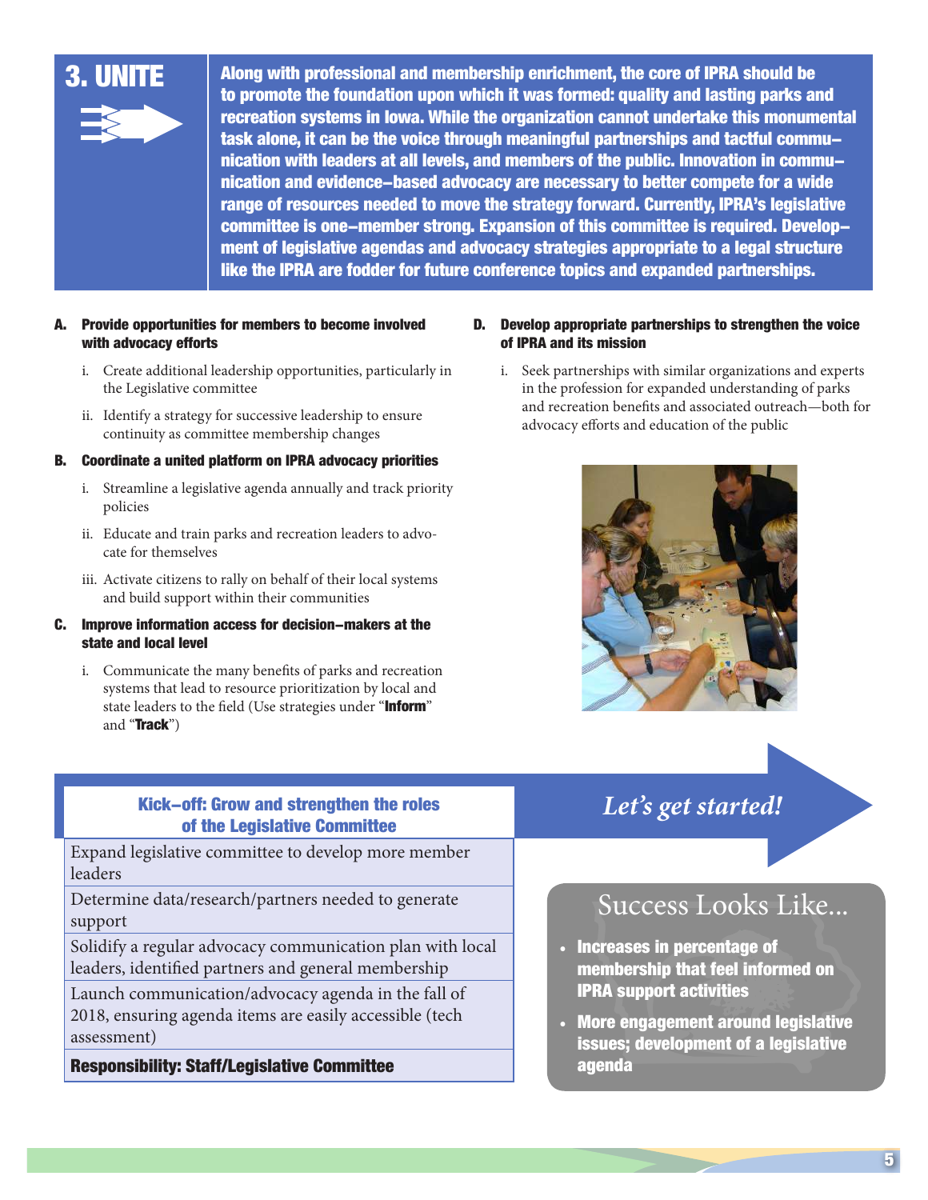# 3. UNITE

**Along with professional and membership enrichment, the core of IPRA should be to promote the foundation upon which it was formed: quality and lasting parks and recreation systems in Iowa. While the organization cannot undertake this monumental task alone, it can be the voice through meaningful partnerships and tactful communication with leaders at all levels, and members of the public. Innovation in communication and evidence-based advocacy are necessary to better compete for a wide range of resources needed to move the strategy forward. Currently, IPRA's legislative committee is one-member strong. Expansion of this committee is required. Development of legislative agendas and advocacy strategies appropriate to a legal structure like the IPRA are fodder for future conference topics and expanded partnerships.**

**A. Provide opportunities for members to become involved with advocacy efforts**

i. Create additional leadership opportunities, particularly in the Legislative committee

ii. Identify a strategy for successive leadership to ensure continuity as committee membership changes

**B. Coordinate a united platform on IPRA advocacy priorities**

i. Streamline a legislative agenda annually and track priority policies

ii. Educate and train parks and recreation leaders to advocate for themselves

iii. Activate citizens to rally on behalf of their local systems and build support within their communities

**C. Improve information access for decision-makers at the state and local level**

i. Communicate the many benefits of parks and recreation systems that lead to resource prioritization by local and state leaders to the field (Use strategies under "**Inform**" and "**Track**")

**D. Develop appropriate partnerships to strengthen the voice of IPRA and its mission**

i. Seek partnerships with similar organizations and experts in the profession for expanded understanding of parks and recreation benefits and associated outreach—both for advocacy efforts and education of the public

| Kick-off: Grow and strengthen the roles of the Legislative Committee |
|---|
| Expand legislative committee to develop more member leaders |
| Determine data/research/partners needed to generate support |
| Solidify a regular advocacy communication plan with local leaders, identified partners and general membership |
| Launch communication/advocacy agenda in the fall of 2018, ensuring agenda items are easily accessible (tech assessment) |
| **Responsibility: Staff/Legislative Committee** |

*Let's get started!*

## Success Looks Like...

- **Increases in percentage of membership that feel informed on IPRA support activities**
- **More engagement around legislative issues; development of a legislative agenda**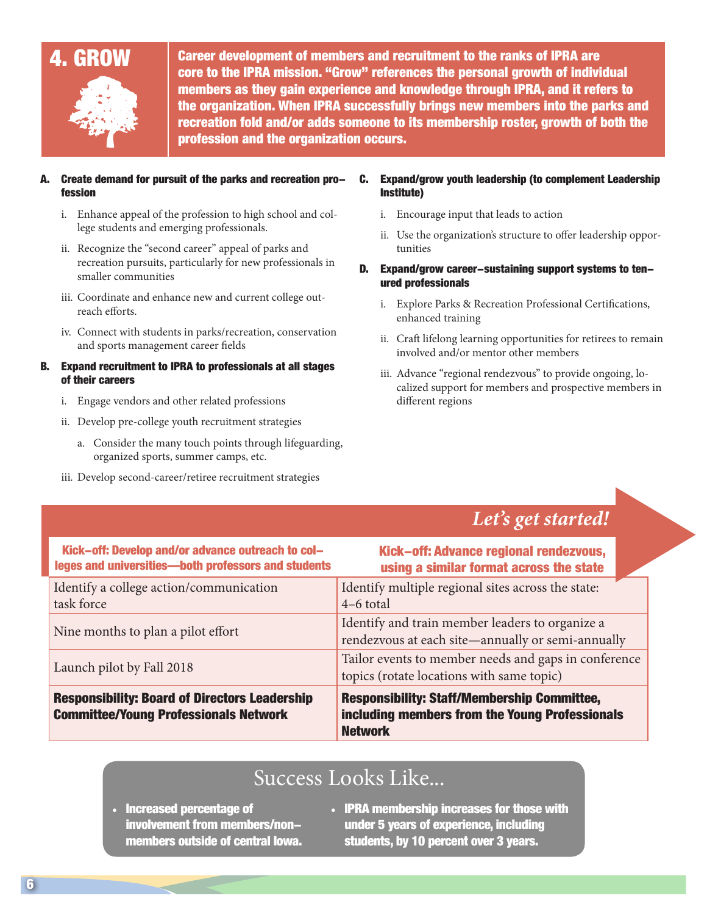# 4. GROW

**Career development of members and recruitment to the ranks of IPRA are core to the IPRA mission. "Grow" references the personal growth of individual members as they gain experience and knowledge through IPRA, and it refers to the organization. When IPRA successfully brings new members into the parks and recreation fold and/or adds someone to its membership roster, growth of both the profession and the organization occurs.**

**A. Create demand for pursuit of the parks and recreation profession**

i. Enhance appeal of the profession to high school and college students and emerging professionals.

ii. Recognize the "second career" appeal of parks and recreation pursuits, particularly for new professionals in smaller communities

iii. Coordinate and enhance new and current college outreach efforts.

iv. Connect with students in parks/recreation, conservation and sports management career fields

**B. Expand recruitment to IPRA to professionals at all stages of their careers**

i. Engage vendors and other related professions

ii. Develop pre-college youth recruitment strategies

   a. Consider the many touch points through lifeguarding, organized sports, summer camps, etc.

iii. Develop second-career/retiree recruitment strategies

**C. Expand/grow youth leadership (to complement Leadership Institute)**

i. Encourage input that leads to action

ii. Use the organization's structure to offer leadership opportunities

**D. Expand/grow career-sustaining support systems to tenured professionals**

i. Explore Parks & Recreation Professional Certifications, enhanced training

ii. Craft lifelong learning opportunities for retirees to remain involved and/or mentor other members

iii. Advance "regional rendezvous" to provide ongoing, localized support for members and prospective members in different regions

*Let's get started!*

| Kick-off: Develop and/or advance outreach to colleges and universities—both professors and students | Kick-off: Advance regional rendezvous, using a similar format across the state |
|---|---|
| Identify a college action/communication task force | Identify multiple regional sites across the state: 4–6 total |
| Nine months to plan a pilot effort | Identify and train member leaders to organize a rendezvous at each site—annually or semi-annually |
| Launch pilot by Fall 2018 | Tailor events to member needs and gaps in conference topics (rotate locations with same topic) |
| **Responsibility: Board of Directors Leadership Committee/Young Professionals Network** | **Responsibility: Staff/Membership Committee, including members from the Young Professionals Network** |

## Success Looks Like...

- **Increased percentage of involvement from members/non-members outside of central Iowa.**
- **IPRA membership increases for those with under 5 years of experience, including students, by 10 percent over 3 years.**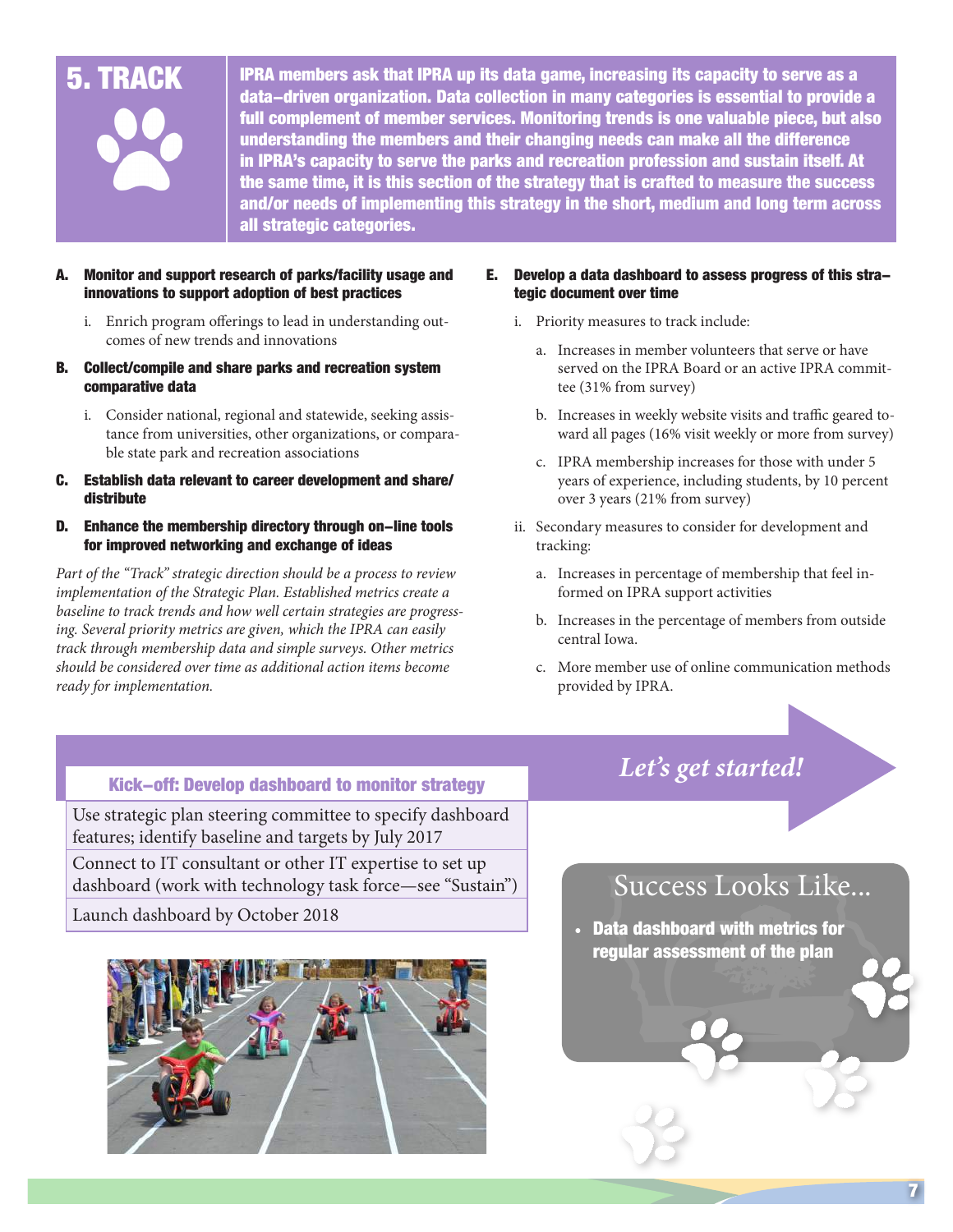# 5. TRACK

**IPRA members ask that IPRA up its data game, increasing its capacity to serve as a data–driven organization. Data collection in many categories is essential to provide a full complement of member services. Monitoring trends is one valuable piece, but also understanding the members and their changing needs can make all the difference in IPRA's capacity to serve the parks and recreation profession and sustain itself. At the same time, it is this section of the strategy that is crafted to measure the success and/or needs of implementing this strategy in the short, medium and long term across all strategic categories.**

**A. Monitor and support research of parks/facility usage and innovations to support adoption of best practices**

i. Enrich program offerings to lead in understanding outcomes of new trends and innovations

**B. Collect/compile and share parks and recreation system comparative data**

i. Consider national, regional and statewide, seeking assistance from universities, other organizations, or comparable state park and recreation associations

**C. Establish data relevant to career development and share/distribute**

**D. Enhance the membership directory through on–line tools for improved networking and exchange of ideas**

*Part of the "Track" strategic direction should be a process to review implementation of the Strategic Plan. Established metrics create a baseline to track trends and how well certain strategies are progressing. Several priority metrics are given, which the IPRA can easily track through membership data and simple surveys. Other metrics should be considered over time as additional action items become ready for implementation.*

**E. Develop a data dashboard to assess progress of this strategic document over time**

i. Priority measures to track include:

a. Increases in member volunteers that serve or have served on the IPRA Board or an active IPRA committee (31% from survey)

b. Increases in weekly website visits and traffic geared toward all pages (16% visit weekly or more from survey)

c. IPRA membership increases for those with under 5 years of experience, including students, by 10 percent over 3 years (21% from survey)

ii. Secondary measures to consider for development and tracking:

a. Increases in percentage of membership that feel informed on IPRA support activities

b. Increases in the percentage of members from outside central Iowa.

c. More member use of online communication methods provided by IPRA.

*Let's get started!*

| Kick–off: Develop dashboard to monitor strategy |
| --- |
| Use strategic plan steering committee to specify dashboard features; identify baseline and targets by July 2017 |
| Connect to IT consultant or other IT expertise to set up dashboard (work with technology task force—see "Sustain") |
| Launch dashboard by October 2018 |

## Success Looks Like...

- **Data dashboard with metrics for regular assessment of the plan**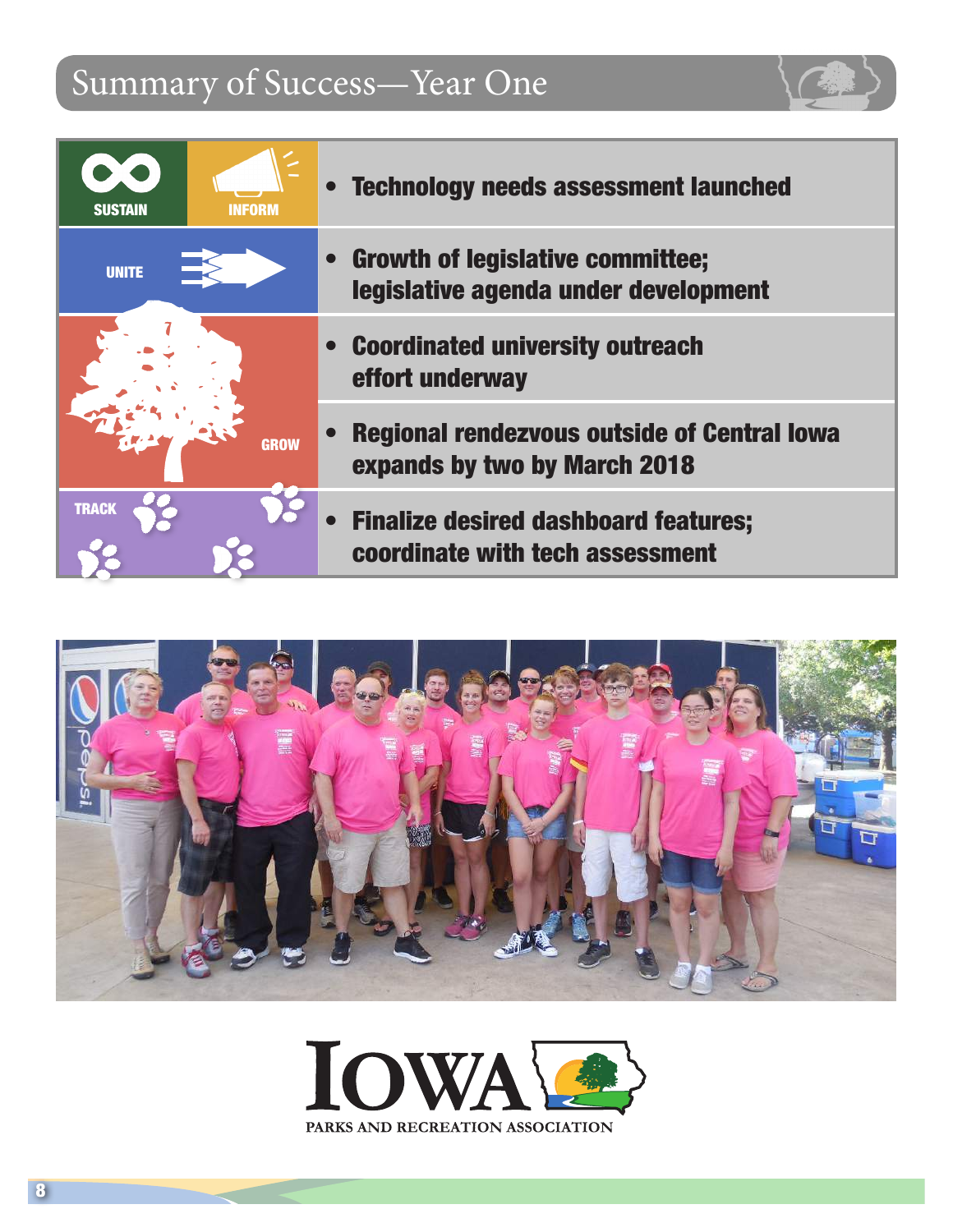# Summary of Success—Year One

| | |
|---|---|
| SUSTAIN / INFORM | • **Technology needs assessment launched** |
| UNITE | • **Growth of legislative committee; legislative agenda under development** |
| GROW | • **Coordinated university outreach effort underway** |
| | • **Regional rendezvous outside of Central Iowa expands by two by March 2018** |
| TRACK | • **Finalize desired dashboard features; coordinate with tech assessment** |

IOWA PARKS AND RECREATION ASSOCIATION